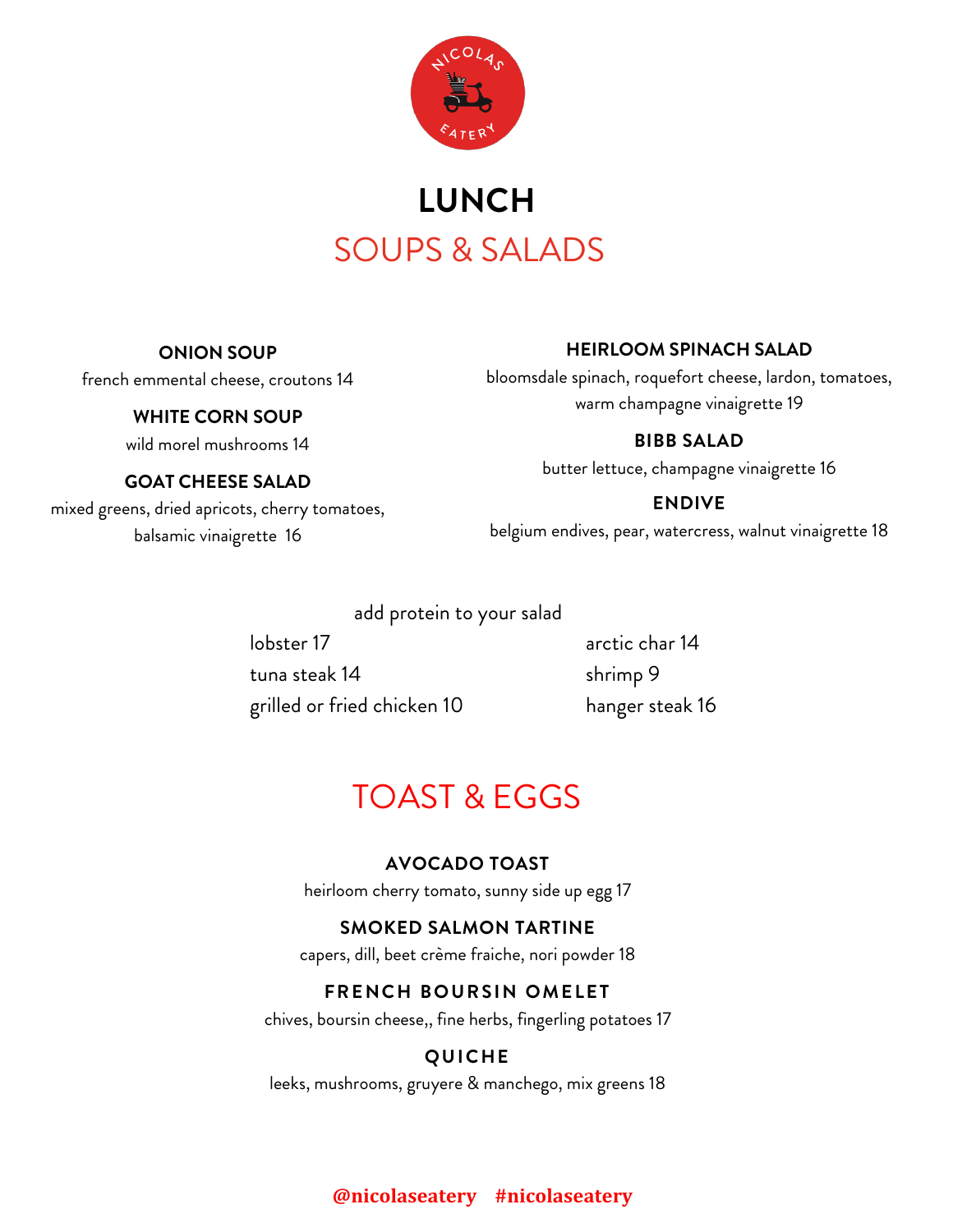# LUNCH

## SOUPS & SALADS

**ONION SOUP**
french emmental cheese, croutons 14

**WHITE CORN SOUP**
wild morel mushrooms 14

**GOAT CHEESE SALAD**
mixed greens, dried apricots, cherry tomatoes, balsamic vinaigrette 16

**HEIRLOOM SPINACH SALAD**
bloomsdale spinach, roquefort cheese, lardon, tomatoes, warm champagne vinaigrette 19

**BIBB SALAD**
butter lettuce, champagne vinaigrette 16

**ENDIVE**
belgium endives, pear, watercress, walnut vinaigrette 18

add protein to your salad

- lobster 17
- tuna steak 14
- grilled or fried chicken 10
- arctic char 14
- shrimp 9
- hanger steak 16

## TOAST & EGGS

**AVOCADO TOAST**
heirloom cherry tomato, sunny side up egg 17

**SMOKED SALMON TARTINE**
capers, dill, beet crème fraiche, nori powder 18

**FRENCH BOURSIN OMELET**
chives, boursin cheese,, fine herbs, fingerling potatoes 17

**QUICHE**
leeks, mushrooms, gruyere & manchego, mix greens 18

**@nicolaseatery #nicolaseatery**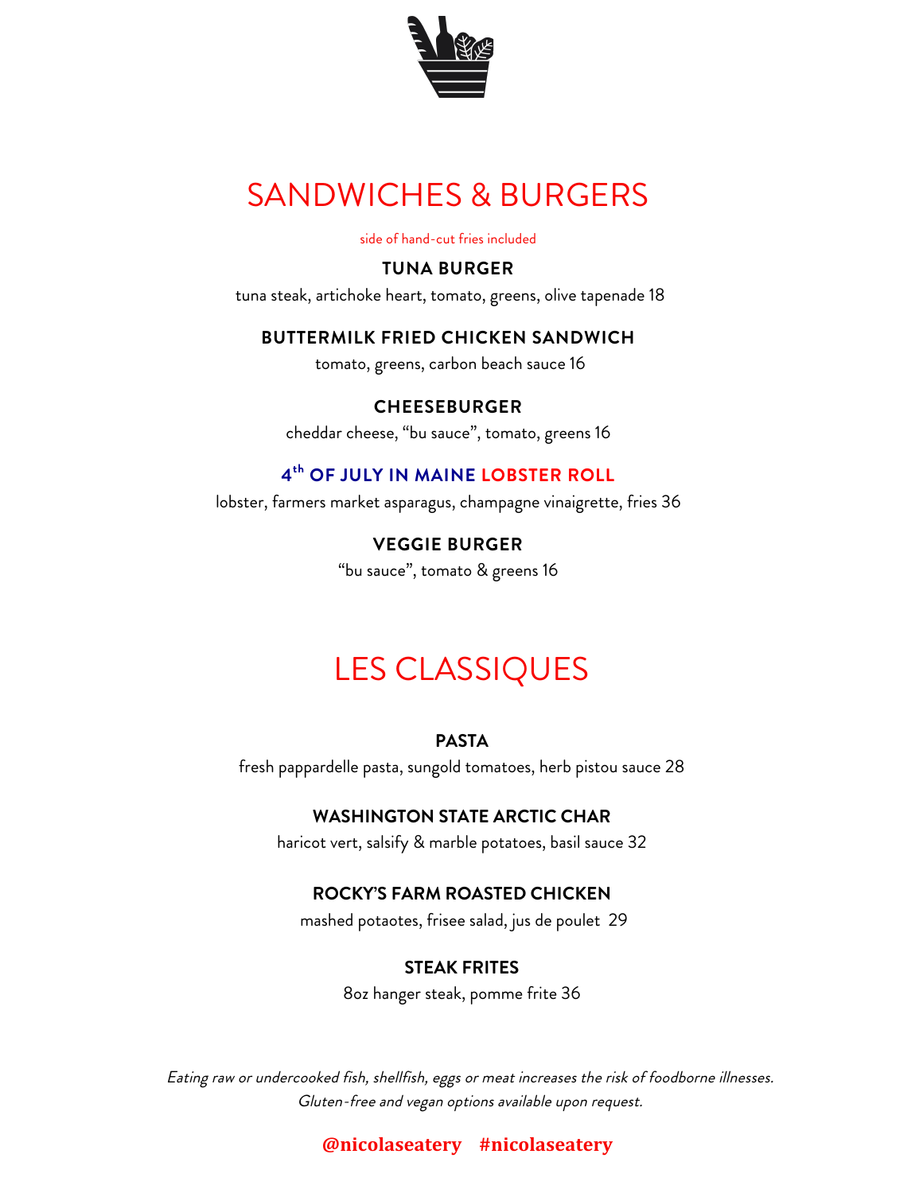## SANDWICHES & BURGERS

side of hand-cut fries included

**TUNA BURGER**

tuna steak, artichoke heart, tomato, greens, olive tapenade 18

**BUTTERMILK FRIED CHICKEN SANDWICH**

tomato, greens, carbon beach sauce 16

**CHEESEBURGER**

cheddar cheese, "bu sauce", tomato, greens 16

**4th OF JULY IN MAINE LOBSTER ROLL**

lobster, farmers market asparagus, champagne vinaigrette, fries 36

**VEGGIE BURGER**

"bu sauce", tomato & greens 16

## LES CLASSIQUES

**PASTA**

fresh pappardelle pasta, sungold tomatoes, herb pistou sauce 28

**WASHINGTON STATE ARCTIC CHAR**

haricot vert, salsify & marble potatoes, basil sauce 32

**ROCKY'S FARM ROASTED CHICKEN**

mashed potaotes, frisee salad, jus de poulet 29

**STEAK FRITES**

8oz hanger steak, pomme frite 36

*Eating raw or undercooked fish, shellfish, eggs or meat increases the risk of foodborne illnesses.*
*Gluten-free and vegan options available upon request.*

**@nicolaseatery #nicolaseatery**